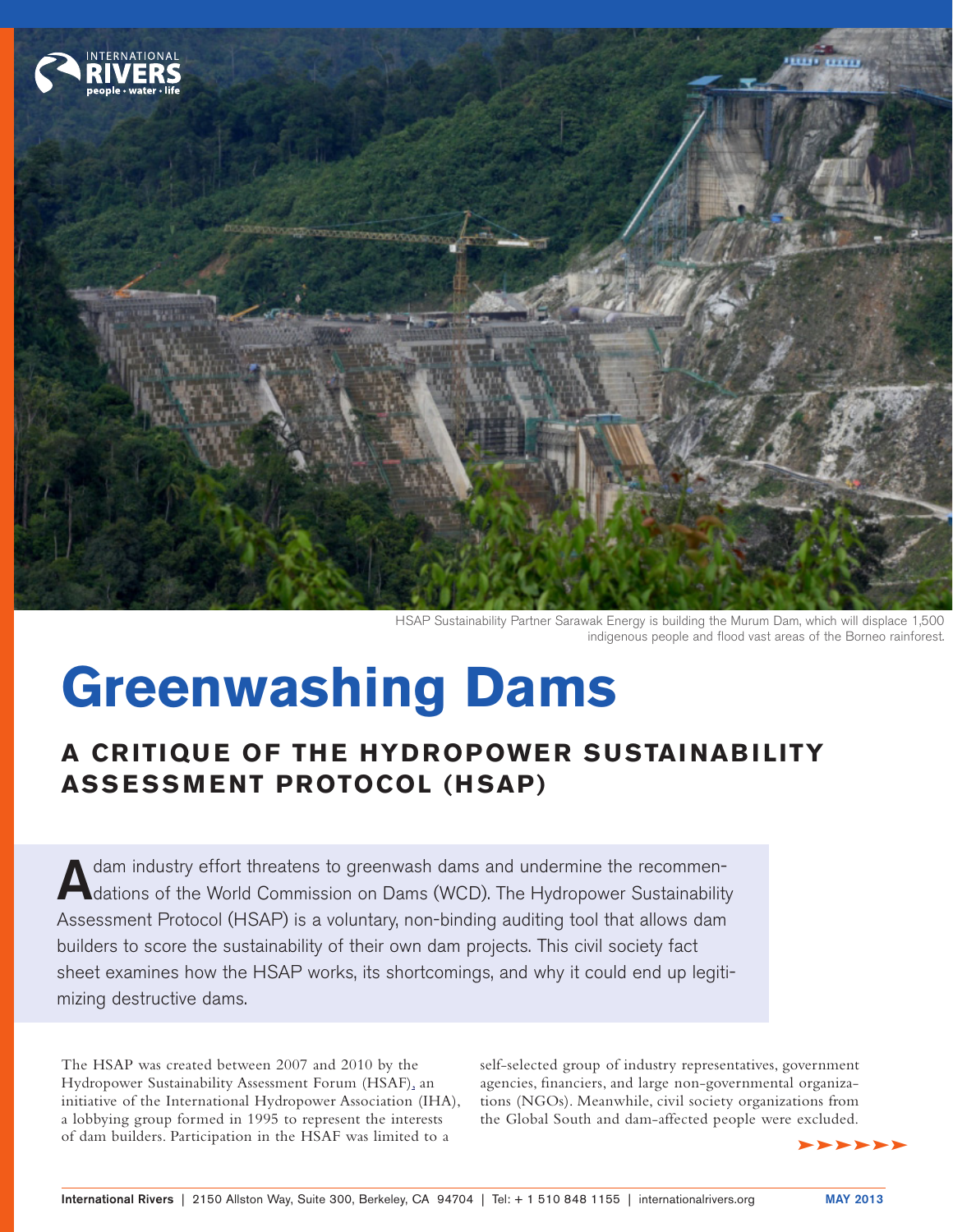HSAP Sustainability Partner Sarawak Energy is building the Murum Dam, which will displace 1,500 indigenous people and flood vast areas of the Borneo rainforest.

# Greenwashing Dams

## A CRITIQUE OF THE HYDROPOWER SUSTAINABILITY ASSESSMENT PROTOCOL (HSAP)

A dam industry effort threatens to greenwash dams and undermine the recommendations of the World Commission on Dams (WCD). The Hydropower Sustainability Assessment Protocol (HSAP) is a voluntary, non-binding auditing tool that allows dam builders to score the sustainability of their own dam projects. This civil society fact sheet examines how the HSAP works, its shortcomings, and why it could end up legitimizing destructive dams.

The HSAP was created between 2007 and 2010 by the Hydropower Sustainability Assessment Forum (HSAF), an initiative of the International Hydropower Association (IHA), a lobbying group formed in 1995 to represent the interests of dam builders. Participation in the HSAF was limited to a self-selected group of industry representatives, government agencies, financiers, and large non-governmental organizations (NGOs). Meanwhile, civil society organizations from the Global South and dam-affected people were excluded.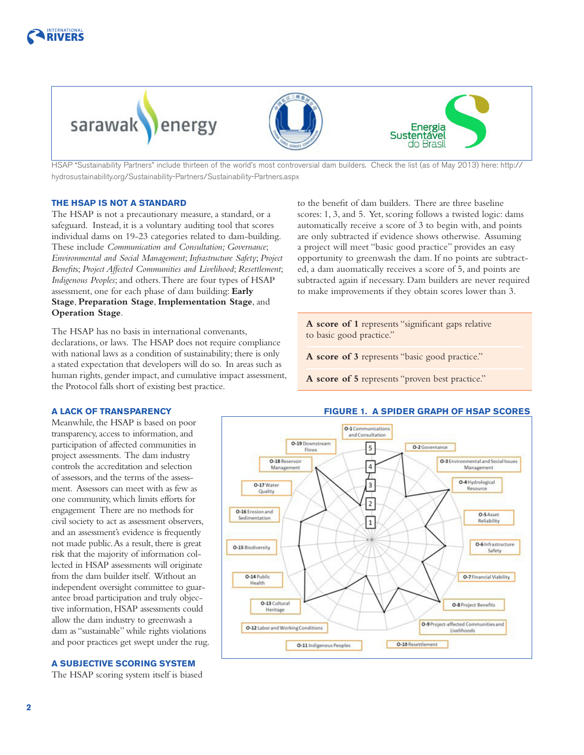HSAP "Sustainability Partners" include thirteen of the world's most controversial dam builders. Check the list (as of May 2013) here: http://hydrosustainability.org/Sustainability-Partners/Sustainability-Partners.aspx

### THE HSAP IS NOT A STANDARD

The HSAP is not a precautionary measure, a standard, or a safeguard. Instead, it is a voluntary auditing tool that scores individual dams on 19-23 categories related to dam-building. These include *Communication and Consultation; Governance*; *Environmental and Social Management*; *Infrastructure Safety*; *Project Benefits*; *Project Affected Communities and Livelihood*; *Resettlement*; *Indigenous Peoples*; and others. There are four types of HSAP assessment, one for each phase of dam building: **Early Stage**, **Preparation Stage**, **Implementation Stage**, and **Operation Stage**.

The HSAP has no basis in international convenants, declarations, or laws. The HSAP does not require compliance with national laws as a condition of sustainability; there is only a stated expectation that developers will do so. In areas such as human rights, gender impact, and cumulative impact assessment, the Protocol falls short of existing best practice.

### A LACK OF TRANSPARENCY

Meanwhile, the HSAP is based on poor transparency, access to information, and participation of affected communities in project assessments. The dam industry controls the accreditation and selection of assessors, and the terms of the assessment. Assessors can meet with as few as one community, which limits efforts for engagement There are no methods for civil society to act as assessment observers, and an assessment's evidence is frequently not made public. As a result, there is great risk that the majority of information collected in HSAP assessments will originate from the dam builder itself. Without an independent oversight committee to guarantee broad participation and truly objective information, HSAP assessments could allow the dam industry to greenwash a dam as "sustainable" while rights violations and poor practices get swept under the rug.

### A SUBJECTIVE SCORING SYSTEM

The HSAP scoring system itself is biased to the benefit of dam builders. There are three baseline scores: 1, 3, and 5. Yet, scoring follows a twisted logic: dams automatically receive a score of 3 to begin with, and points are only subtracted if evidence shows otherwise. Assuming a project will meet "basic good practice" provides an easy opportunity to greenwash the dam. If no points are subtracted, a dam auomatically receives a score of 5, and points are subtracted again if necessary. Dam builders are never required to make improvements if they obtain scores lower than 3.

**A score of 1** represents "significant gaps relative to basic good practice."

**A score of 3** represents "basic good practice."

**A score of 5** represents "proven best practice."

### FIGURE 1. A SPIDER GRAPH OF HSAP SCORES

O-1 Communications and Consultation; O-2 Governance; O-3 Environmental and Social Issues Management; O-4 Hydrological Resource; O-5 Asset Reliability; O-6 Infrastructure Safety; O-7 Financial Viability; O-8 Project Benefits; O-9 Project-affected Communities and Livelihoods; O-10 Resettlement; O-11 Indigenous Peoples; O-12 Labor and Working Conditions; O-13 Cultural Heritage; O-14 Public Health; O-15 Biodiversity; O-16 Erosion and Sedimentation; O-17 Water Quality; O-18 Reservoir Management; O-19 Downstream Flows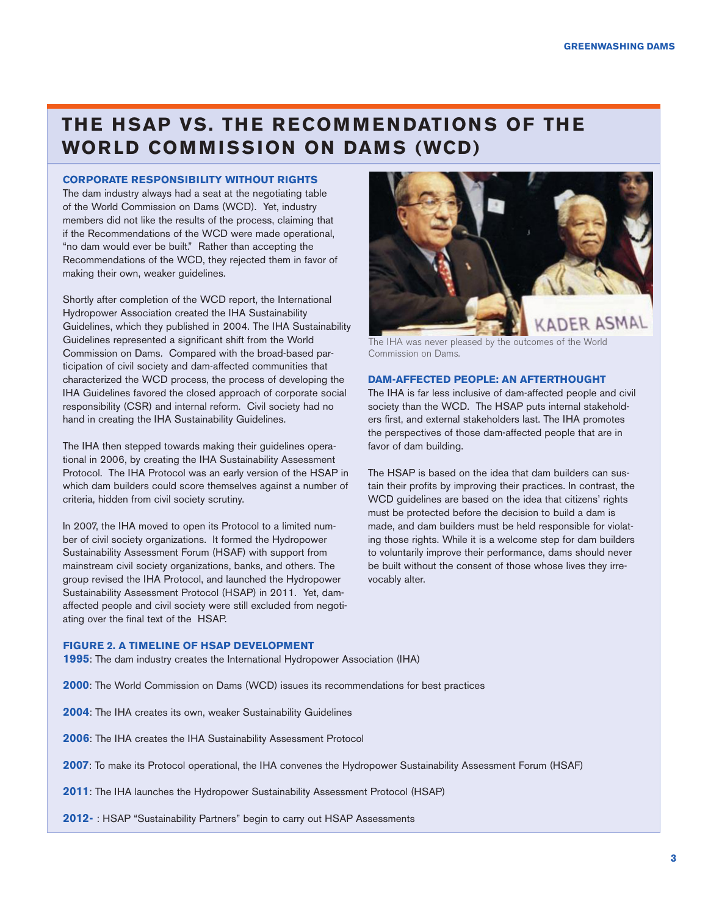# THE HSAP VS. THE RECOMMENDATIONS OF THE WORLD COMMISSION ON DAMS (WCD)

### CORPORATE RESPONSIBILITY WITHOUT RIGHTS

The dam industry always had a seat at the negotiating table of the World Commission on Dams (WCD). Yet, industry members did not like the results of the process, claiming that if the Recommendations of the WCD were made operational, "no dam would ever be built." Rather than accepting the Recommendations of the WCD, they rejected them in favor of making their own, weaker guidelines.

Shortly after completion of the WCD report, the International Hydropower Association created the IHA Sustainability Guidelines, which they published in 2004. The IHA Sustainability Guidelines represented a significant shift from the World Commission on Dams. Compared with the broad-based participation of civil society and dam-affected communities that characterized the WCD process, the process of developing the IHA Guidelines favored the closed approach of corporate social responsibility (CSR) and internal reform. Civil society had no hand in creating the IHA Sustainability Guidelines.

The IHA then stepped towards making their guidelines operational in 2006, by creating the IHA Sustainability Assessment Protocol. The IHA Protocol was an early version of the HSAP in which dam builders could score themselves against a number of criteria, hidden from civil society scrutiny.

In 2007, the IHA moved to open its Protocol to a limited number of civil society organizations. It formed the Hydropower Sustainability Assessment Forum (HSAF) with support from mainstream civil society organizations, banks, and others. The group revised the IHA Protocol, and launched the Hydropower Sustainability Assessment Protocol (HSAP) in 2011. Yet, dam-affected people and civil society were still excluded from negotiating over the final text of the HSAP.

The IHA was never pleased by the outcomes of the World Commission on Dams.

### DAM-AFFECTED PEOPLE: AN AFTERTHOUGHT

The IHA is far less inclusive of dam-affected people and civil society than the WCD. The HSAP puts internal stakeholders first, and external stakeholders last. The IHA promotes the perspectives of those dam-affected people that are in favor of dam building.

The HSAP is based on the idea that dam builders can sustain their profits by improving their practices. In contrast, the WCD guidelines are based on the idea that citizens' rights must be protected before the decision to build a dam is made, and dam builders must be held responsible for violating those rights. While it is a welcome step for dam builders to voluntarily improve their performance, dams should never be built without the consent of those whose lives they irrevocably alter.

### FIGURE 2. A TIMELINE OF HSAP DEVELOPMENT

**1995**: The dam industry creates the International Hydropower Association (IHA)

**2000**: The World Commission on Dams (WCD) issues its recommendations for best practices

**2004**: The IHA creates its own, weaker Sustainability Guidelines

**2006**: The IHA creates the IHA Sustainability Assessment Protocol

**2007**: To make its Protocol operational, the IHA convenes the Hydropower Sustainability Assessment Forum (HSAF)

**2011**: The IHA launches the Hydropower Sustainability Assessment Protocol (HSAP)

**2012-** : HSAP "Sustainability Partners" begin to carry out HSAP Assessments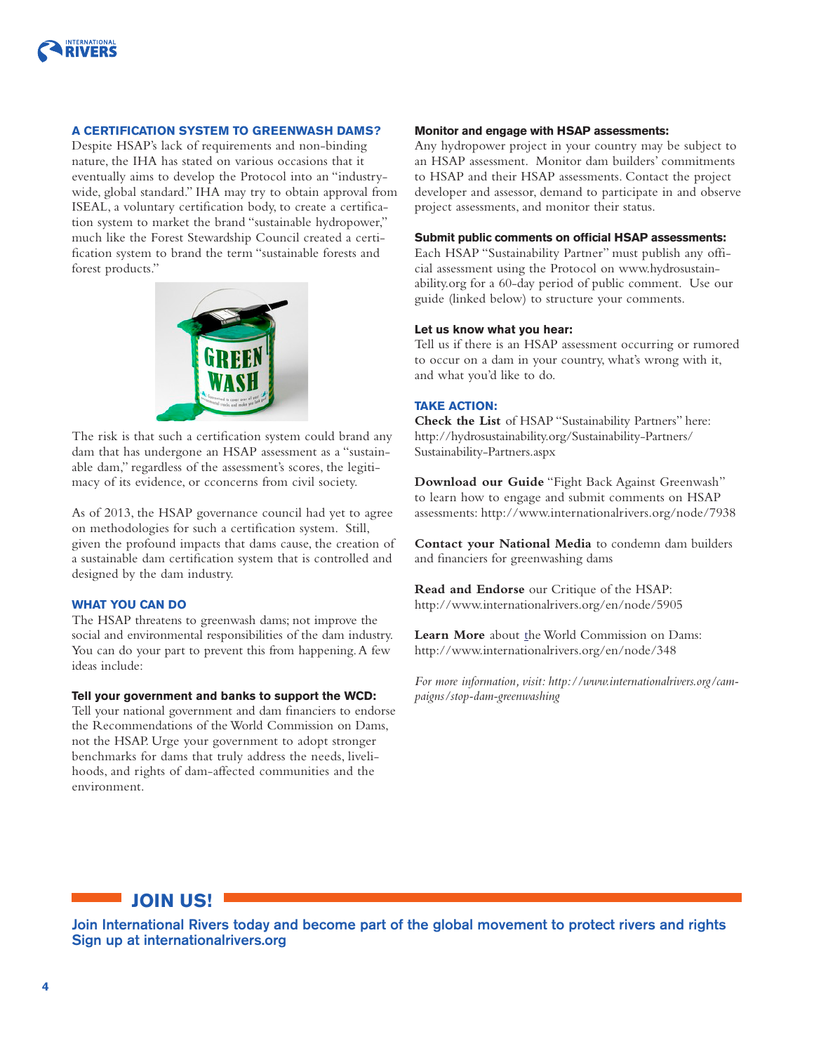### A CERTIFICATION SYSTEM TO GREENWASH DAMS?

Despite HSAP's lack of requirements and non-binding nature, the IHA has stated on various occasions that it eventually aims to develop the Protocol into an "industry-wide, global standard." IHA may try to obtain approval from ISEAL, a voluntary certification body, to create a certification system to market the brand "sustainable hydropower," much like the Forest Stewardship Council created a certification system to brand the term "sustainable forests and forest products."

The risk is that such a certification system could brand any dam that has undergone an HSAP assessment as a "sustainable dam," regardless of the assessment's scores, the legitimacy of its evidence, or cconcerns from civil society.

As of 2013, the HSAP governance council had yet to agree on methodologies for such a certification system. Still, given the profound impacts that dams cause, the creation of a sustainable dam certification system that is controlled and designed by the dam industry.

### WHAT YOU CAN DO

The HSAP threatens to greenwash dams; not improve the social and environmental responsibilities of the dam industry. You can do your part to prevent this from happening. A few ideas include:

**Tell your government and banks to support the WCD:**
Tell your national government and dam financiers to endorse the Recommendations of the World Commission on Dams, not the HSAP. Urge your government to adopt stronger benchmarks for dams that truly address the needs, livelihoods, and rights of dam-affected communities and the environment.

**Monitor and engage with HSAP assessments:**
Any hydropower project in your country may be subject to an HSAP assessment. Monitor dam builders' commitments to HSAP and their HSAP assessments. Contact the project developer and assessor, demand to participate in and observe project assessments, and monitor their status.

**Submit public comments on official HSAP assessments:**
Each HSAP "Sustainability Partner" must publish any official assessment using the Protocol on www.hydrosustainability.org for a 60-day period of public comment. Use our guide (linked below) to structure your comments.

**Let us know what you hear:**
Tell us if there is an HSAP assessment occurring or rumored to occur on a dam in your country, what's wrong with it, and what you'd like to do.

### TAKE ACTION:

**Check the List** of HSAP "Sustainability Partners" here: http://hydrosustainability.org/Sustainability-Partners/Sustainability-Partners.aspx

**Download our Guide** "Fight Back Against Greenwash" to learn how to engage and submit comments on HSAP assessments: http://www.internationalrivers.org/node/7938

**Contact your National Media** to condemn dam builders and financiers for greenwashing dams

**Read and Endorse** our Critique of the HSAP: http://www.internationalrivers.org/en/node/5905

**Learn More** about the World Commission on Dams: http://www.internationalrivers.org/en/node/348

*For more information, visit: http://www.internationalrivers.org/campaigns/stop-dam-greenwashing*

## JOIN US!

**Join International Rivers today and become part of the global movement to protect rivers and rights**
**Sign up at internationalrivers.org**